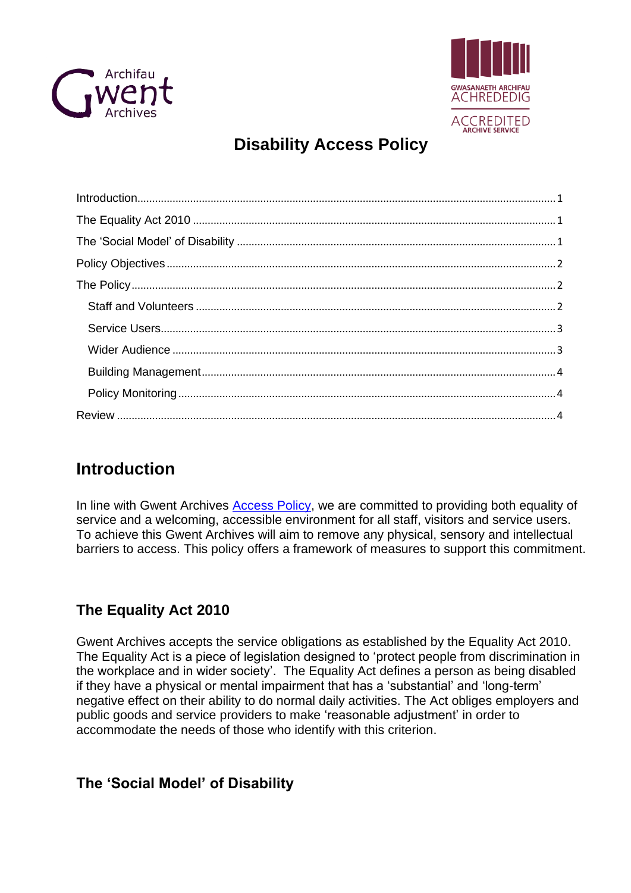# Disability Access Policy

Introduction.......................................................................................................................1
The Equality Act 2010 ......................................................................................................1
The 'Social Model' of Disability .........................................................................................1
Policy Objectives ..............................................................................................................2
The Policy..........................................................................................................................2
  Staff and Volunteers ......................................................................................................2
  Service Users..................................................................................................................3
  Wider Audience ..............................................................................................................3
  Building Management.....................................................................................................4
  Policy Monitoring............................................................................................................4
Review ...............................................................................................................................4

## Introduction

In line with Gwent Archives [Access Policy], we are committed to providing both equality of service and a welcoming, accessible environment for all staff, visitors and service users. To achieve this Gwent Archives will aim to remove any physical, sensory and intellectual barriers to access. This policy offers a framework of measures to support this commitment.

### The Equality Act 2010

Gwent Archives accepts the service obligations as established by the Equality Act 2010. The Equality Act is a piece of legislation designed to 'protect people from discrimination in the workplace and in wider society'. The Equality Act defines a person as being disabled if they have a physical or mental impairment that has a 'substantial' and 'long-term' negative effect on their ability to do normal daily activities. The Act obliges employers and public goods and service providers to make 'reasonable adjustment' in order to accommodate the needs of those who identify with this criterion.

### The 'Social Model' of Disability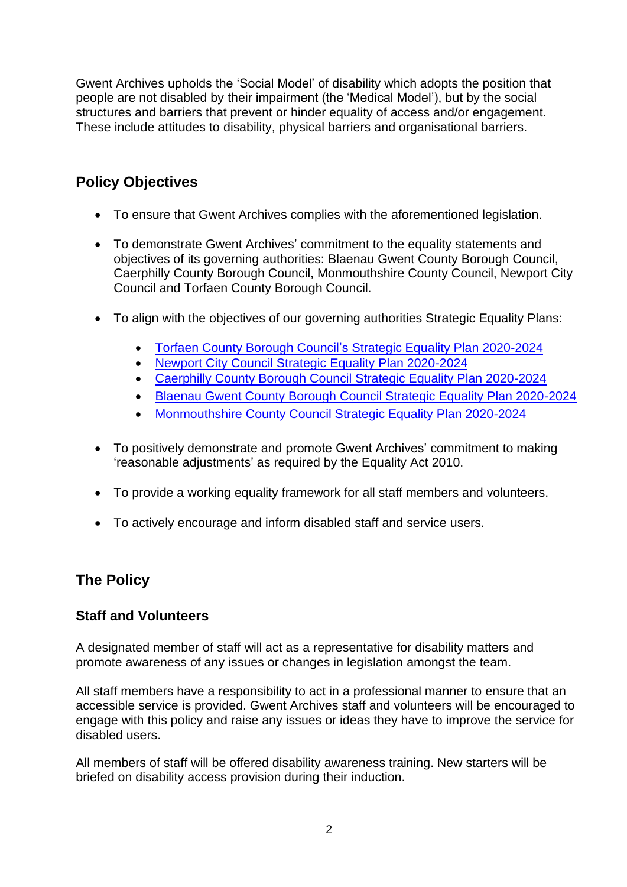Gwent Archives upholds the 'Social Model' of disability which adopts the position that people are not disabled by their impairment (the 'Medical Model'), but by the social structures and barriers that prevent or hinder equality of access and/or engagement. These include attitudes to disability, physical barriers and organisational barriers.

## Policy Objectives

- To ensure that Gwent Archives complies with the aforementioned legislation.
- To demonstrate Gwent Archives' commitment to the equality statements and objectives of its governing authorities: Blaenau Gwent County Borough Council, Caerphilly County Borough Council, Monmouthshire County Council, Newport City Council and Torfaen County Borough Council.
- To align with the objectives of our governing authorities Strategic Equality Plans:
  - Torfaen County Borough Council's Strategic Equality Plan 2020-2024
  - Newport City Council Strategic Equality Plan 2020-2024
  - Caerphilly County Borough Council Strategic Equality Plan 2020-2024
  - Blaenau Gwent County Borough Council Strategic Equality Plan 2020-2024
  - Monmouthshire County Council Strategic Equality Plan 2020-2024
- To positively demonstrate and promote Gwent Archives' commitment to making 'reasonable adjustments' as required by the Equality Act 2010.
- To provide a working equality framework for all staff members and volunteers.
- To actively encourage and inform disabled staff and service users.

## The Policy

### Staff and Volunteers

A designated member of staff will act as a representative for disability matters and promote awareness of any issues or changes in legislation amongst the team.

All staff members have a responsibility to act in a professional manner to ensure that an accessible service is provided. Gwent Archives staff and volunteers will be encouraged to engage with this policy and raise any issues or ideas they have to improve the service for disabled users.

All members of staff will be offered disability awareness training. New starters will be briefed on disability access provision during their induction.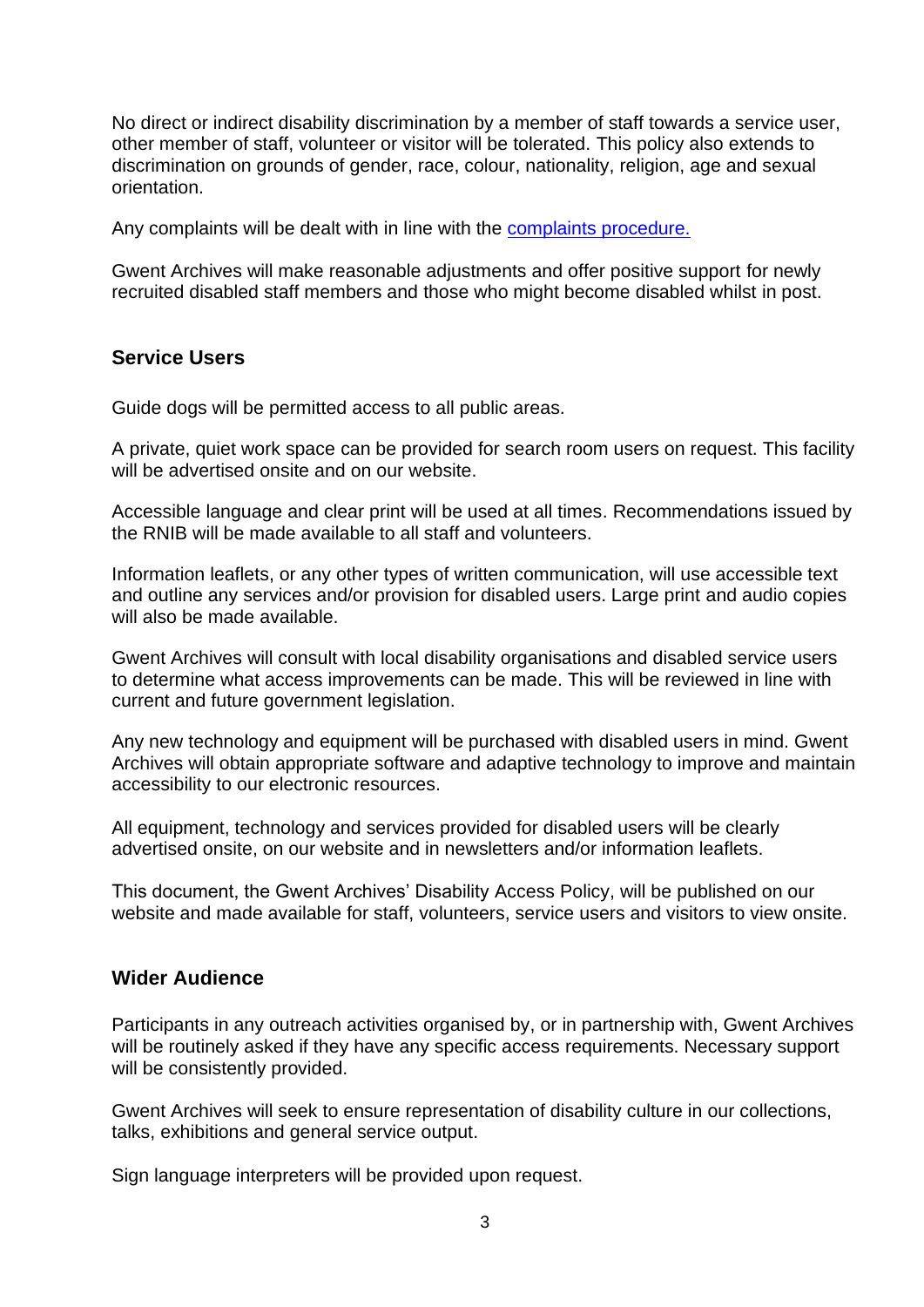No direct or indirect disability discrimination by a member of staff towards a service user, other member of staff, volunteer or visitor will be tolerated. This policy also extends to discrimination on grounds of gender, race, colour, nationality, religion, age and sexual orientation.

Any complaints will be dealt with in line with the complaints procedure.

Gwent Archives will make reasonable adjustments and offer positive support for newly recruited disabled staff members and those who might become disabled whilst in post.

## Service Users

Guide dogs will be permitted access to all public areas.

A private, quiet work space can be provided for search room users on request. This facility will be advertised onsite and on our website.

Accessible language and clear print will be used at all times. Recommendations issued by the RNIB will be made available to all staff and volunteers.

Information leaflets, or any other types of written communication, will use accessible text and outline any services and/or provision for disabled users. Large print and audio copies will also be made available.

Gwent Archives will consult with local disability organisations and disabled service users to determine what access improvements can be made. This will be reviewed in line with current and future government legislation.

Any new technology and equipment will be purchased with disabled users in mind. Gwent Archives will obtain appropriate software and adaptive technology to improve and maintain accessibility to our electronic resources.

All equipment, technology and services provided for disabled users will be clearly advertised onsite, on our website and in newsletters and/or information leaflets.

This document, the Gwent Archives' Disability Access Policy, will be published on our website and made available for staff, volunteers, service users and visitors to view onsite.

## Wider Audience

Participants in any outreach activities organised by, or in partnership with, Gwent Archives will be routinely asked if they have any specific access requirements. Necessary support will be consistently provided.

Gwent Archives will seek to ensure representation of disability culture in our collections, talks, exhibitions and general service output.

Sign language interpreters will be provided upon request.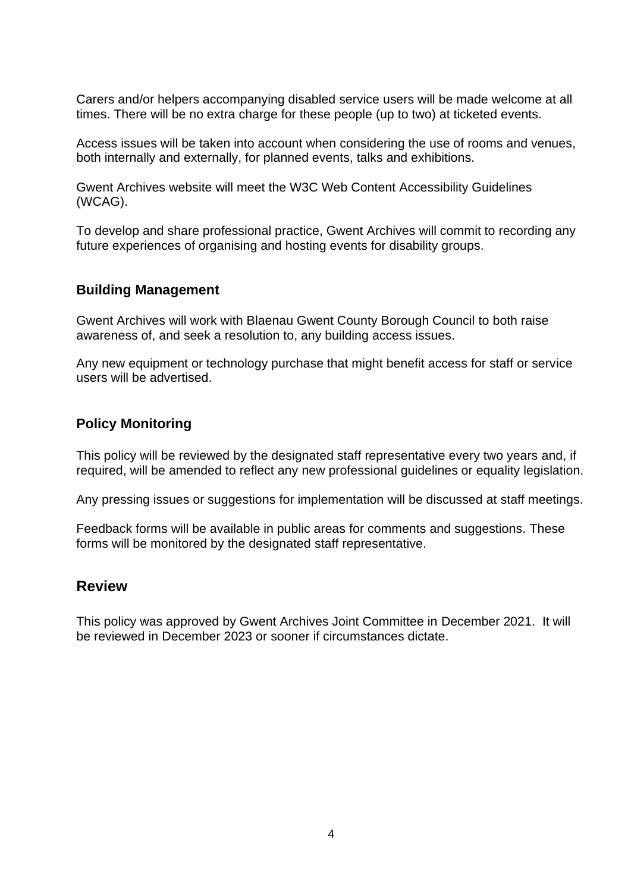Carers and/or helpers accompanying disabled service users will be made welcome at all times. There will be no extra charge for these people (up to two) at ticketed events.

Access issues will be taken into account when considering the use of rooms and venues, both internally and externally, for planned events, talks and exhibitions.

Gwent Archives website will meet the W3C Web Content Accessibility Guidelines (WCAG).

To develop and share professional practice, Gwent Archives will commit to recording any future experiences of organising and hosting events for disability groups.

### Building Management

Gwent Archives will work with Blaenau Gwent County Borough Council to both raise awareness of, and seek a resolution to, any building access issues.

Any new equipment or technology purchase that might benefit access for staff or service users will be advertised.

### Policy Monitoring

This policy will be reviewed by the designated staff representative every two years and, if required, will be amended to reflect any new professional guidelines or equality legislation.

Any pressing issues or suggestions for implementation will be discussed at staff meetings.

Feedback forms will be available in public areas for comments and suggestions. These forms will be monitored by the designated staff representative.

## Review

This policy was approved by Gwent Archives Joint Committee in December 2021. It will be reviewed in December 2023 or sooner if circumstances dictate.